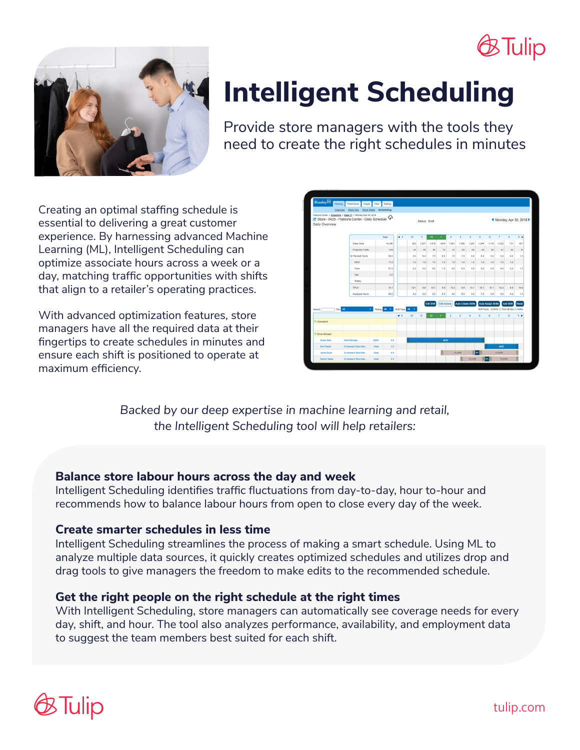# Intelligent Scheduling

Provide store managers with the tools they need to create the right schedules in minutes

Creating an optimal staffing schedule is essential to delivering a great customer experience. By harnessing advanced Machine Learning (ML), Intelligent Scheduling can optimize associate hours across a week or a day, matching traffic opportunities with shifts that align to a retailer's operating practices.

With advanced optimization features, store managers have all the required data at their fingertips to create schedules in minutes and ensure each shift is positioned to operate at maximum efficiency.

*Backed by our deep expertise in machine learning and retail, the Intelligent Scheduling tool will help retailers:*

### Balance store labour hours across the day and week

Intelligent Scheduling identifies traffic fluctuations from day-to-day, hour to-hour and recommends how to balance labour hours from open to close every day of the week.

### Create smarter schedules in less time

Intelligent Scheduling streamlines the process of making a smart schedule. Using ML to analyze multiple data sources, it quickly creates optimized schedules and utilizes drop and drag tools to give managers the freedom to make edits to the recommended schedule.

### Get the right people on the right schedule at the right times

With Intelligent Scheduling, store managers can automatically see coverage needs for every day, shift, and hour. The tool also analyzes performance, availability, and employment data to suggest the team members best suited for each shift.

tulip.com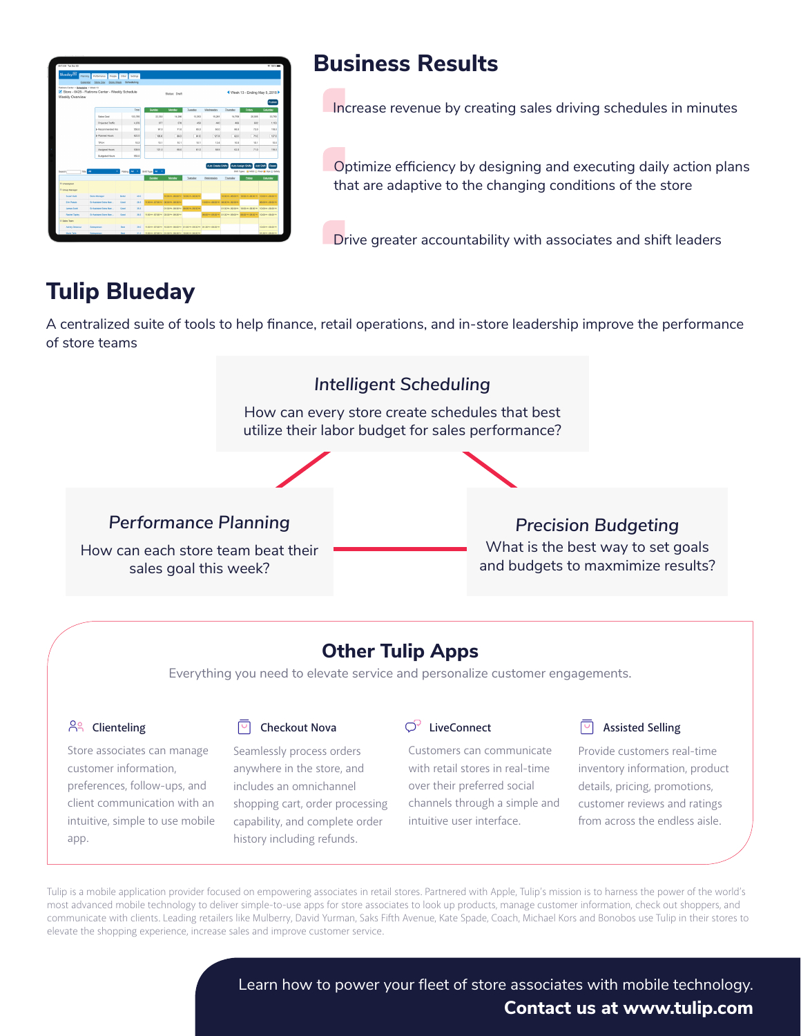## Business Results

- Increase revenue by creating sales driving schedules in minutes
- Optimize efficiency by designing and executing daily action plans that are adaptive to the changing conditions of the store
- Drive greater accountability with associates and shift leaders

## Tulip Blueday

A centralized suite of tools to help finance, retail operations, and in-store leadership improve the performance of store teams

### *Intelligent Scheduling*

How can every store create schedules that best utilize their labor budget for sales performance?

### *Performance Planning*

How can each store team beat their sales goal this week?

### *Precision Budgeting*

What is the best way to set goals and budgets to maxmimize results?

## Other Tulip Apps

Everything you need to elevate service and personalize customer engagements.

### Clienteling

Store associates can manage customer information, preferences, follow-ups, and client communication with an intuitive, simple to use mobile app.

### Checkout Nova

Seamlessly process orders anywhere in the store, and includes an omnichannel shopping cart, order processing capability, and complete order history including refunds.

### LiveConnect

Customers can communicate with retail stores in real-time over their preferred social channels through a simple and intuitive user interface.

### Assisted Selling

Provide customers real-time inventory information, product details, pricing, promotions, customer reviews and ratings from across the endless aisle.

Tulip is a mobile application provider focused on empowering associates in retail stores. Partnered with Apple, Tulip's mission is to harness the power of the world's most advanced mobile technology to deliver simple-to-use apps for store associates to look up products, manage customer information, check out shoppers, and communicate with clients. Leading retailers like Mulberry, David Yurman, Saks Fifth Avenue, Kate Spade, Coach, Michael Kors and Bonobos use Tulip in their stores to elevate the shopping experience, increase sales and improve customer service.

Learn how to power your fleet of store associates with mobile technology.

**Contact us at www.tulip.com**